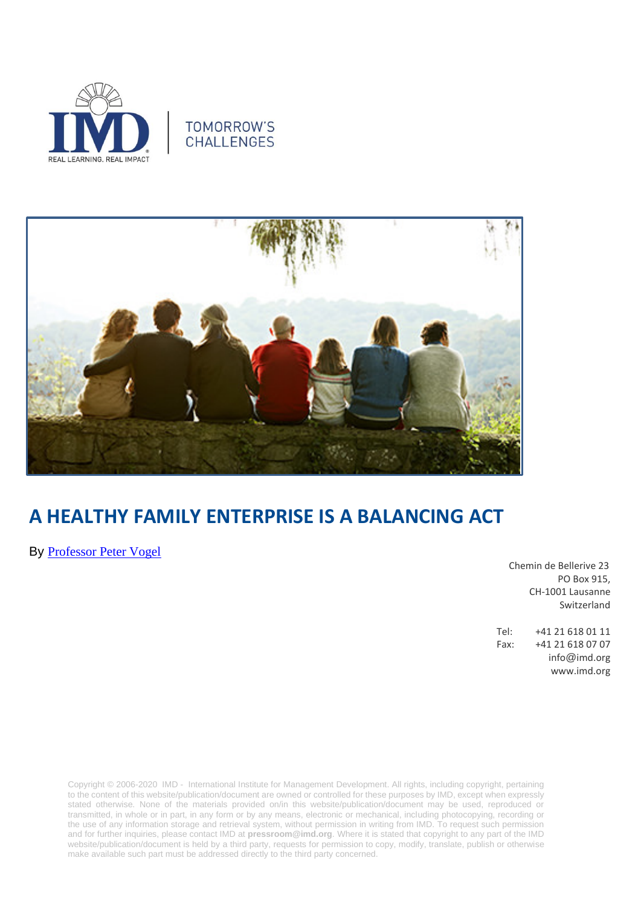TOMORROW'S CHALLENGES

# A HEALTHY FAMILY ENTERPRISE IS A BALANCING ACT

By Professor Peter Vogel

Chemin de Bellerive 23
PO Box 915,
CH-1001 Lausanne
Switzerland

Tel: +41 21 618 01 11
Fax: +41 21 618 07 07
info@imd.org
www.imd.org

Copyright © 2006-2020 IMD - International Institute for Management Development. All rights, including copyright, pertaining to the content of this website/publication/document are owned or controlled for these purposes by IMD, except when expressly stated otherwise. None of the materials provided on/in this website/publication/document may be used, reproduced or transmitted, in whole or in part, in any form or by any means, electronic or mechanical, including photocopying, recording or the use of any information storage and retrieval system, without permission in writing from IMD. To request such permission and for further inquiries, please contact IMD at **pressroom@imd.org**. Where it is stated that copyright to any part of the IMD website/publication/document is held by a third party, requests for permission to copy, modify, translate, publish or otherwise make available such part must be addressed directly to the third party concerned.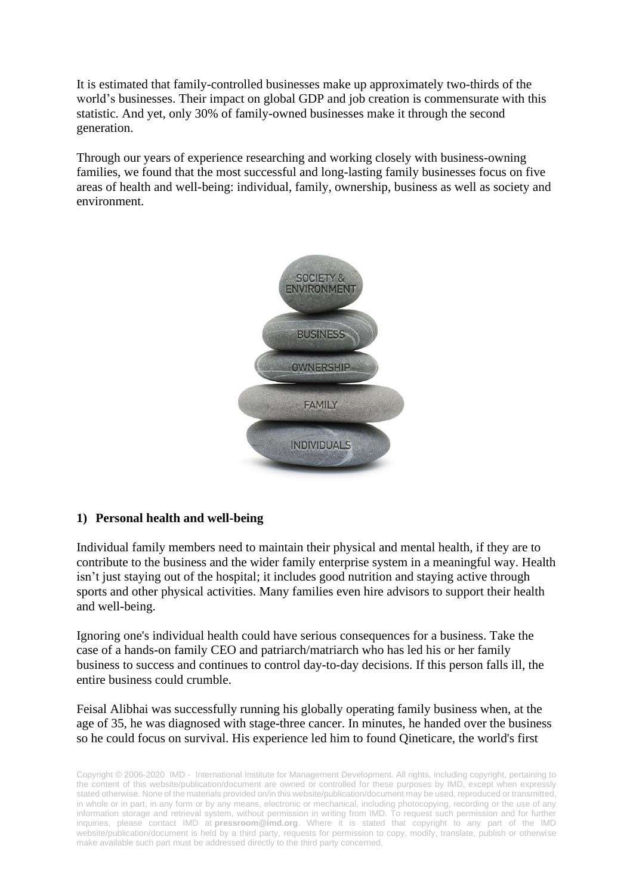It is estimated that family-controlled businesses make up approximately two-thirds of the world's businesses. Their impact on global GDP and job creation is commensurate with this statistic. And yet, only 30% of family-owned businesses make it through the second generation.

Through our years of experience researching and working closely with business-owning families, we found that the most successful and long-lasting family businesses focus on five areas of health and well-being: individual, family, ownership, business as well as society and environment.

**1) Personal health and well-being**

Individual family members need to maintain their physical and mental health, if they are to contribute to the business and the wider family enterprise system in a meaningful way. Health isn't just staying out of the hospital; it includes good nutrition and staying active through sports and other physical activities. Many families even hire advisors to support their health and well-being.

Ignoring one's individual health could have serious consequences for a business. Take the case of a hands-on family CEO and patriarch/matriarch who has led his or her family business to success and continues to control day-to-day decisions. If this person falls ill, the entire business could crumble.

Feisal Alibhai was successfully running his globally operating family business when, at the age of 35, he was diagnosed with stage-three cancer. In minutes, he handed over the business so he could focus on survival. His experience led him to found Qineticare, the world's first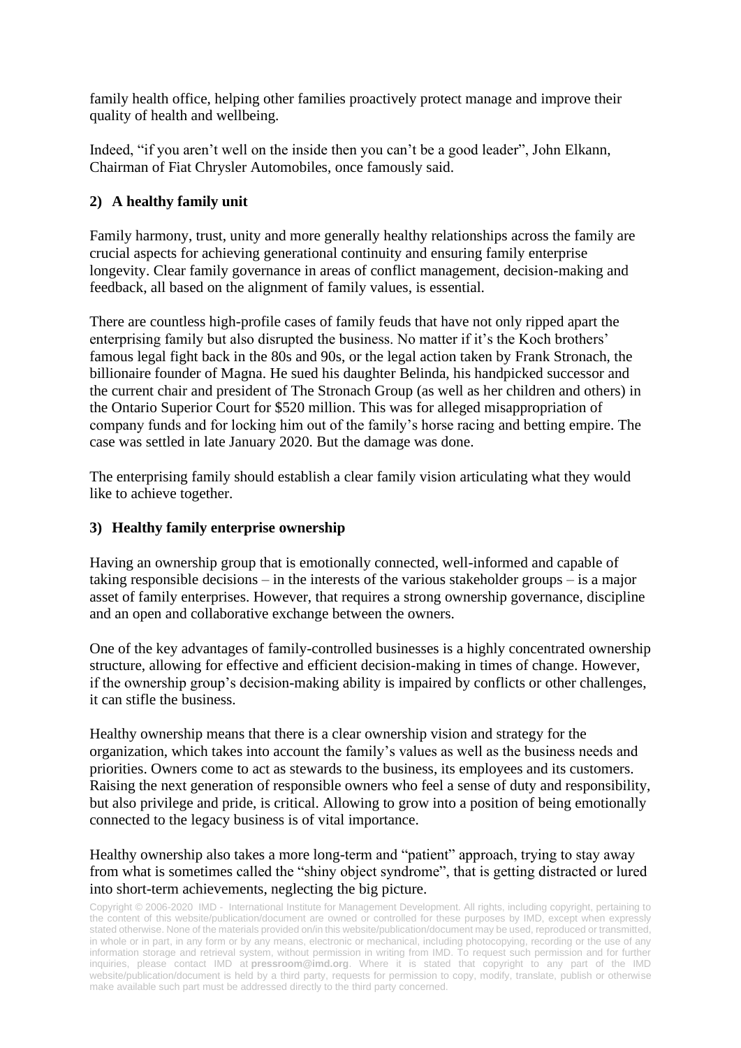family health office, helping other families proactively protect manage and improve their quality of health and wellbeing.

Indeed, "if you aren't well on the inside then you can't be a good leader", John Elkann, Chairman of Fiat Chrysler Automobiles, once famously said.

### 2) A healthy family unit

Family harmony, trust, unity and more generally healthy relationships across the family are crucial aspects for achieving generational continuity and ensuring family enterprise longevity. Clear family governance in areas of conflict management, decision-making and feedback, all based on the alignment of family values, is essential.

There are countless high-profile cases of family feuds that have not only ripped apart the enterprising family but also disrupted the business. No matter if it's the Koch brothers' famous legal fight back in the 80s and 90s, or the legal action taken by Frank Stronach, the billionaire founder of Magna. He sued his daughter Belinda, his handpicked successor and the current chair and president of The Stronach Group (as well as her children and others) in the Ontario Superior Court for $520 million. This was for alleged misappropriation of company funds and for locking him out of the family's horse racing and betting empire. The case was settled in late January 2020. But the damage was done.

The enterprising family should establish a clear family vision articulating what they would like to achieve together.

### 3) Healthy family enterprise ownership

Having an ownership group that is emotionally connected, well-informed and capable of taking responsible decisions – in the interests of the various stakeholder groups – is a major asset of family enterprises. However, that requires a strong ownership governance, discipline and an open and collaborative exchange between the owners.

One of the key advantages of family-controlled businesses is a highly concentrated ownership structure, allowing for effective and efficient decision-making in times of change. However, if the ownership group's decision-making ability is impaired by conflicts or other challenges, it can stifle the business.

Healthy ownership means that there is a clear ownership vision and strategy for the organization, which takes into account the family's values as well as the business needs and priorities. Owners come to act as stewards to the business, its employees and its customers. Raising the next generation of responsible owners who feel a sense of duty and responsibility, but also privilege and pride, is critical. Allowing to grow into a position of being emotionally connected to the legacy business is of vital importance.

Healthy ownership also takes a more long-term and "patient" approach, trying to stay away from what is sometimes called the "shiny object syndrome", that is getting distracted or lured into short-term achievements, neglecting the big picture.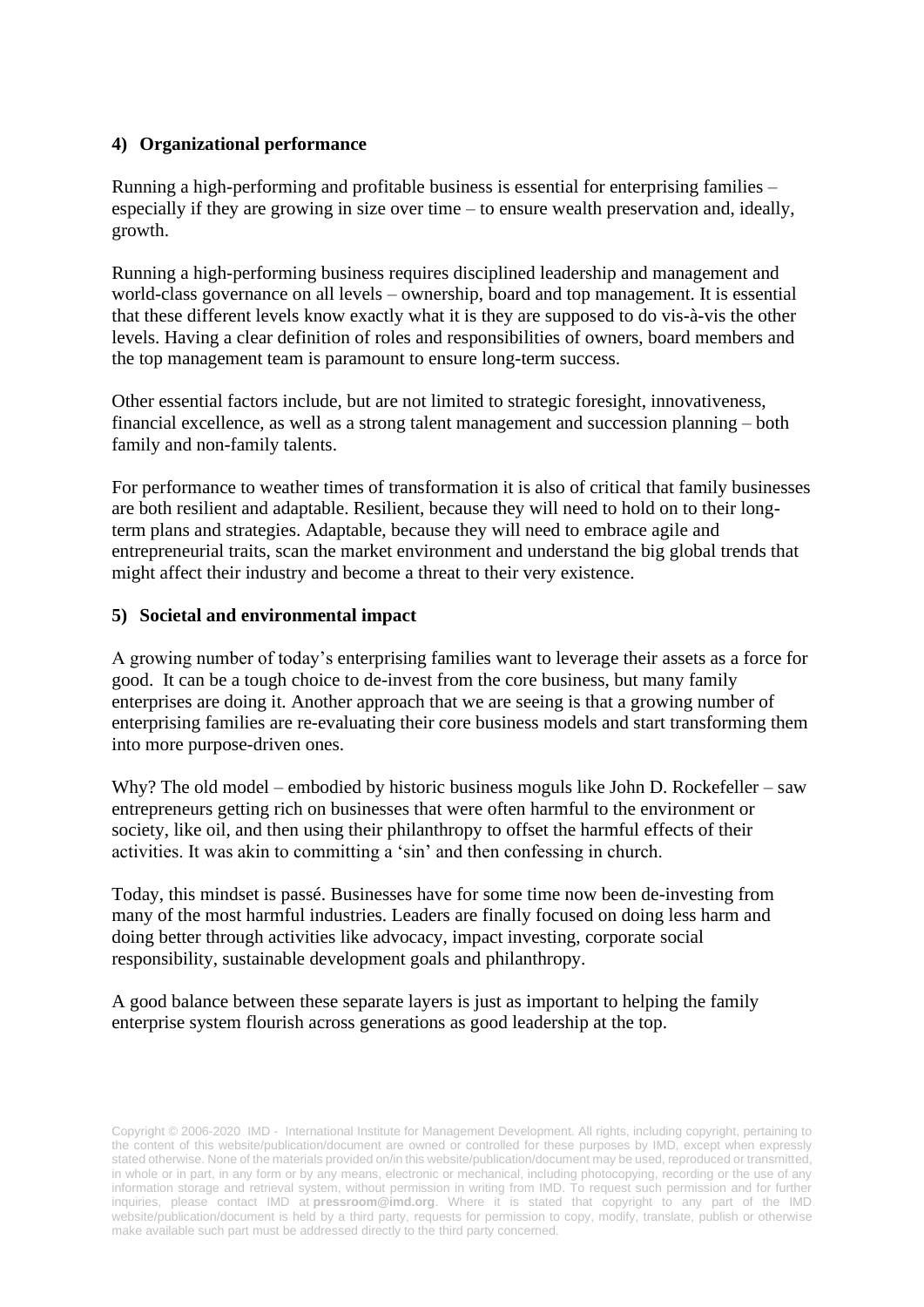### 4) Organizational performance

Running a high-performing and profitable business is essential for enterprising families – especially if they are growing in size over time – to ensure wealth preservation and, ideally, growth.

Running a high-performing business requires disciplined leadership and management and world-class governance on all levels – ownership, board and top management. It is essential that these different levels know exactly what it is they are supposed to do vis-à-vis the other levels. Having a clear definition of roles and responsibilities of owners, board members and the top management team is paramount to ensure long-term success.

Other essential factors include, but are not limited to strategic foresight, innovativeness, financial excellence, as well as a strong talent management and succession planning – both family and non-family talents.

For performance to weather times of transformation it is also of critical that family businesses are both resilient and adaptable. Resilient, because they will need to hold on to their long-term plans and strategies. Adaptable, because they will need to embrace agile and entrepreneurial traits, scan the market environment and understand the big global trends that might affect their industry and become a threat to their very existence.

### 5) Societal and environmental impact

A growing number of today's enterprising families want to leverage their assets as a force for good. It can be a tough choice to de-invest from the core business, but many family enterprises are doing it. Another approach that we are seeing is that a growing number of enterprising families are re-evaluating their core business models and start transforming them into more purpose-driven ones.

Why? The old model – embodied by historic business moguls like John D. Rockefeller – saw entrepreneurs getting rich on businesses that were often harmful to the environment or society, like oil, and then using their philanthropy to offset the harmful effects of their activities. It was akin to committing a 'sin' and then confessing in church.

Today, this mindset is passé. Businesses have for some time now been de-investing from many of the most harmful industries. Leaders are finally focused on doing less harm and doing better through activities like advocacy, impact investing, corporate social responsibility, sustainable development goals and philanthropy.

A good balance between these separate layers is just as important to helping the family enterprise system flourish across generations as good leadership at the top.

Copyright © 2006-2020 IMD - International Institute for Management Development. All rights, including copyright, pertaining to the content of this website/publication/document are owned or controlled for these purposes by IMD, except when expressly stated otherwise. None of the materials provided on/in this website/publication/document may be used, reproduced or transmitted, in whole or in part, in any form or by any means, electronic or mechanical, including photocopying, recording or the use of any information storage and retrieval system, without permission in writing from IMD. To request such permission and for further inquiries, please contact IMD at **pressroom@imd.org**. Where it is stated that copyright to any part of the IMD website/publication/document is held by a third party, requests for permission to copy, modify, translate, publish or otherwise make available such part must be addressed directly to the third party concerned.